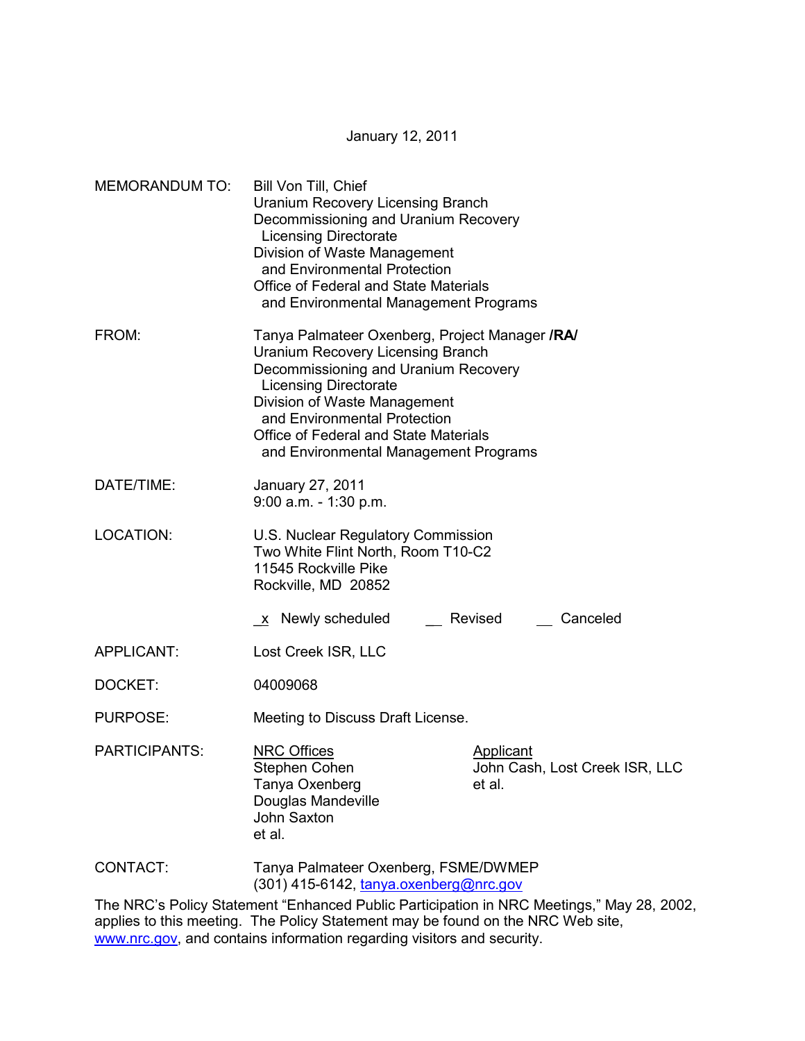January 12, 2011

MEMORANDUM TO: Bill Von Till, Chief
Uranium Recovery Licensing Branch
Decommissioning and Uranium Recovery
Licensing Directorate
Division of Waste Management
and Environmental Protection
Office of Federal and State Materials
and Environmental Management Programs

FROM: Tanya Palmateer Oxenberg, Project Manager **/RA/**
Uranium Recovery Licensing Branch
Decommissioning and Uranium Recovery
Licensing Directorate
Division of Waste Management
and Environmental Protection
Office of Federal and State Materials
and Environmental Management Programs

DATE/TIME: January 27, 2011
9:00 a.m. - 1:30 p.m.

LOCATION: U.S. Nuclear Regulatory Commission
Two White Flint North, Room T10-C2
11545 Rockville Pike
Rockville, MD 20852

_x_ Newly scheduled __ Revised __ Canceled

APPLICANT: Lost Creek ISR, LLC

DOCKET: 04009068

PURPOSE: Meeting to Discuss Draft License.

PARTICIPANTS:

| NRC Offices | Applicant |
|---|---|
| Stephen Cohen | John Cash, Lost Creek ISR, LLC |
| Tanya Oxenberg | et al. |
| Douglas Mandeville | |
| John Saxton | |
| et al. | |

CONTACT: Tanya Palmateer Oxenberg, FSME/DWMEP
(301) 415-6142, tanya.oxenberg@nrc.gov

The NRC's Policy Statement "Enhanced Public Participation in NRC Meetings," May 28, 2002, applies to this meeting. The Policy Statement may be found on the NRC Web site, www.nrc.gov, and contains information regarding visitors and security.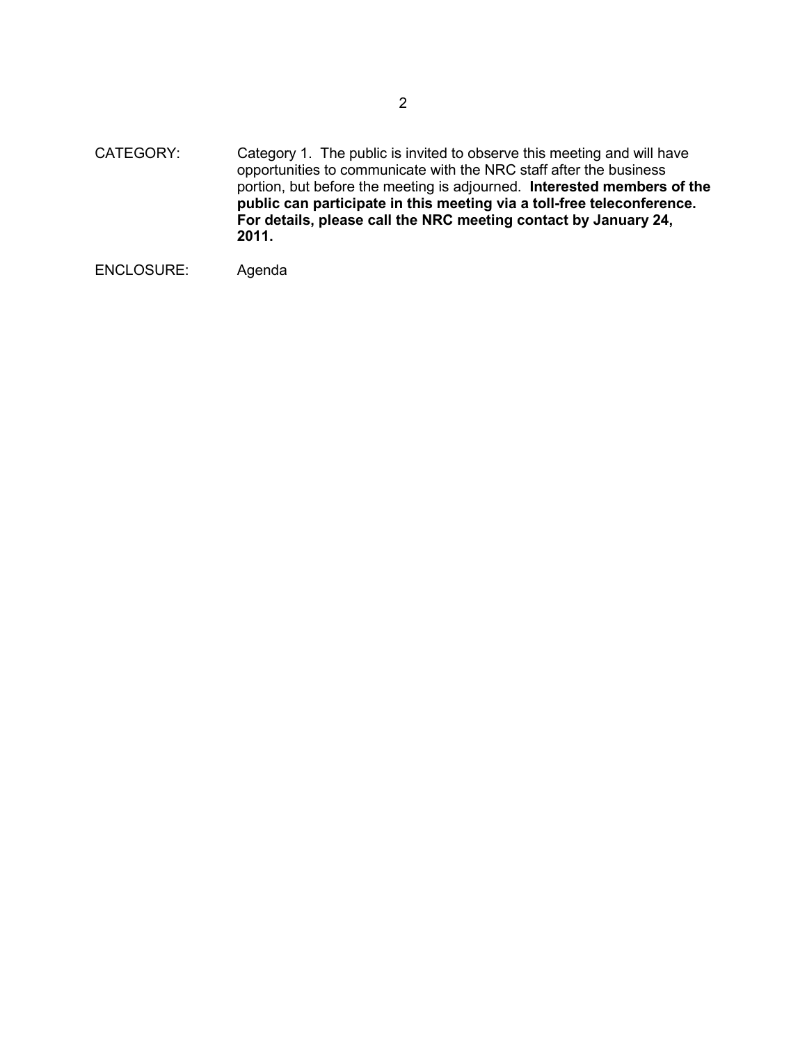CATEGORY: Category 1. The public is invited to observe this meeting and will have opportunities to communicate with the NRC staff after the business portion, but before the meeting is adjourned. **Interested members of the public can participate in this meeting via a toll-free teleconference. For details, please call the NRC meeting contact by January 24, 2011.**

ENCLOSURE: Agenda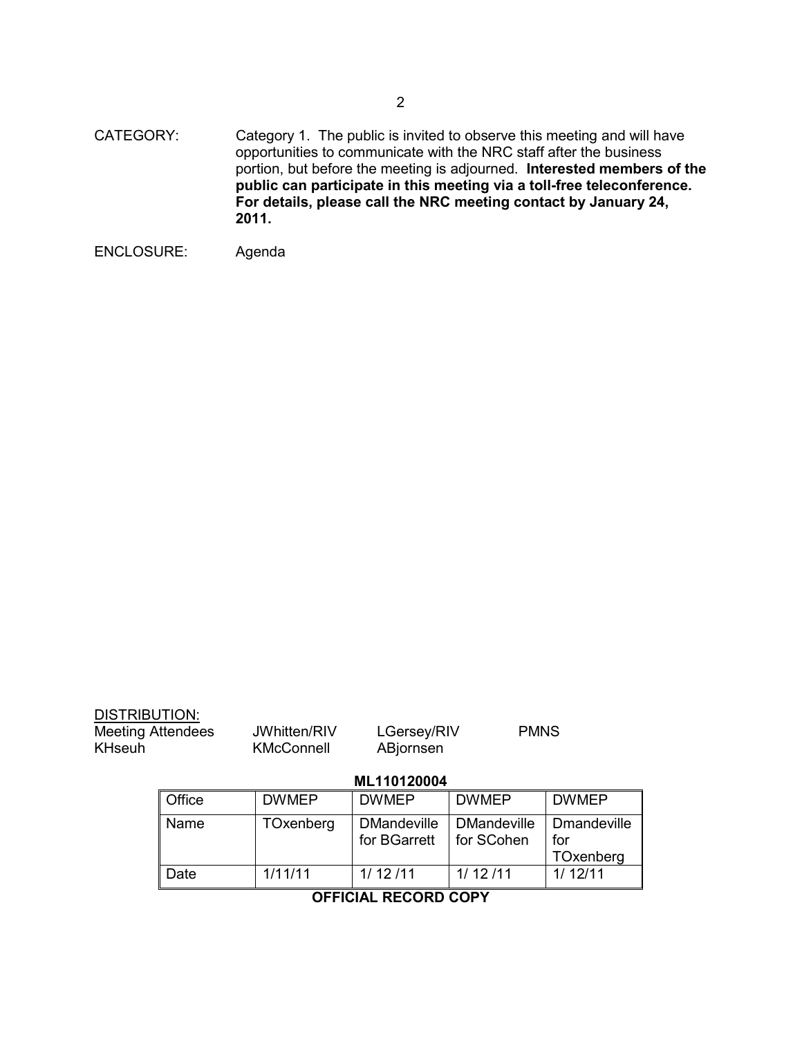CATEGORY: Category 1. The public is invited to observe this meeting and will have opportunities to communicate with the NRC staff after the business portion, but before the meeting is adjourned. **Interested members of the public can participate in this meeting via a toll-free teleconference. For details, please call the NRC meeting contact by January 24, 2011.**

ENCLOSURE: Agenda

DISTRIBUTION:

| | | | |
|---|---|---|---|
| Meeting Attendees | JWhitten/RIV | LGersey/RIV | PMNS |
| KHseuh | KMcConnell | ABjornsen | |

**ML110120004**

| Office | DWMEP | DWMEP | DWMEP | DWMEP |
|---|---|---|---|---|
| Name | TOxenberg | DMandeville for BGarrett | DMandeville for SCohen | Dmandeville for TOxenberg |
| Date | 1/11/11 | 1/ 12 /11 | 1/ 12 /11 | 1/ 12/11 |

**OFFICIAL RECORD COPY**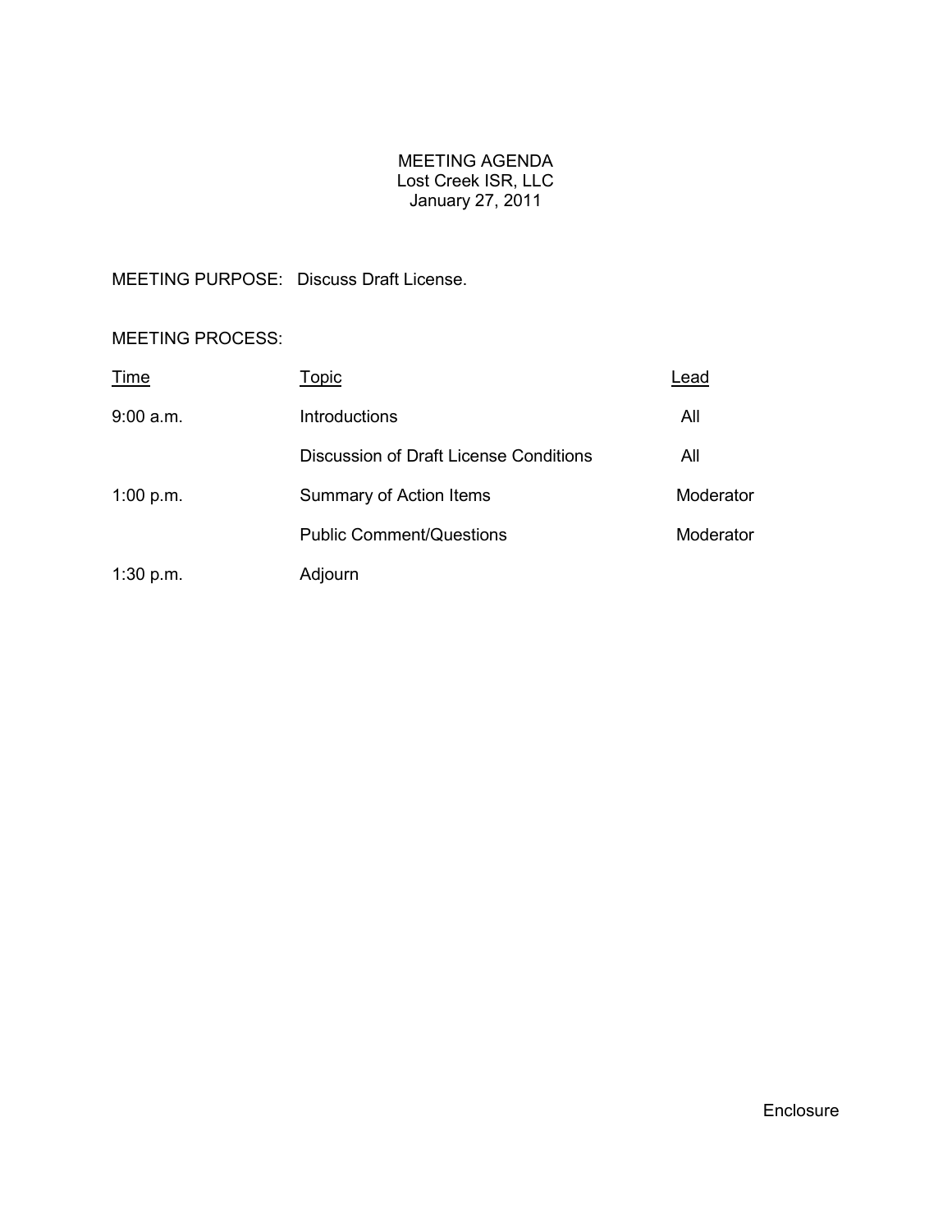MEETING AGENDA
Lost Creek ISR, LLC
January 27, 2011

MEETING PURPOSE: Discuss Draft License.

MEETING PROCESS:

| Time | Topic | Lead |
|---|---|---|
| 9:00 a.m. | Introductions | All |
| | Discussion of Draft License Conditions | All |
| 1:00 p.m. | Summary of Action Items | Moderator |
| | Public Comment/Questions | Moderator |
| 1:30 p.m. | Adjourn | |

Enclosure